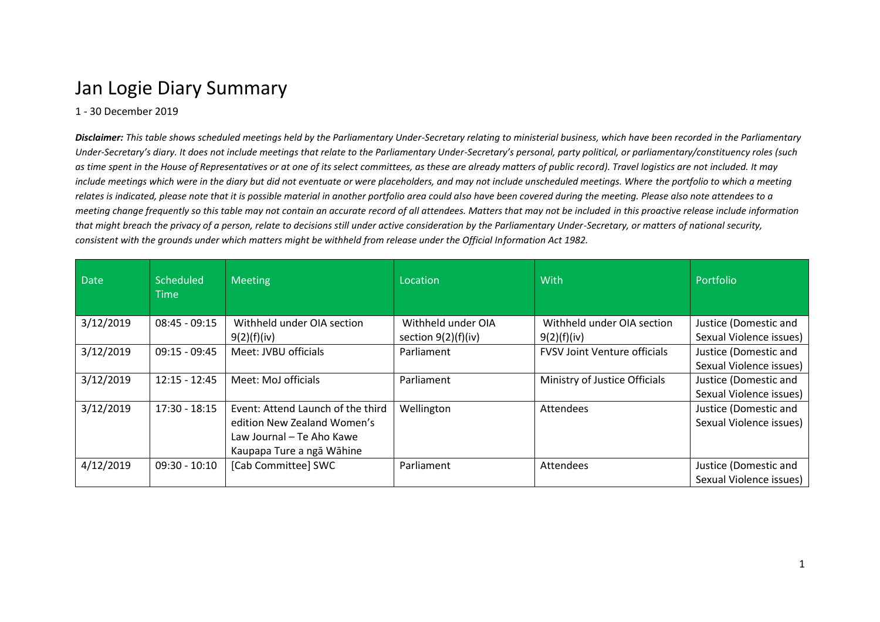# Jan Logie Diary Summary

1 - 30 December 2019

***Disclaimer:*** *This table shows scheduled meetings held by the Parliamentary Under-Secretary relating to ministerial business, which have been recorded in the Parliamentary Under-Secretary's diary. It does not include meetings that relate to the Parliamentary Under-Secretary's personal, party political, or parliamentary/constituency roles (such as time spent in the House of Representatives or at one of its select committees, as these are already matters of public record). Travel logistics are not included. It may include meetings which were in the diary but did not eventuate or were placeholders, and may not include unscheduled meetings. Where the portfolio to which a meeting relates is indicated, please note that it is possible material in another portfolio area could also have been covered during the meeting. Please also note attendees to a meeting change frequently so this table may not contain an accurate record of all attendees. Matters that may not be included in this proactive release include information that might breach the privacy of a person, relate to decisions still under active consideration by the Parliamentary Under-Secretary, or matters of national security, consistent with the grounds under which matters might be withheld from release under the Official Information Act 1982.*

| Date | Scheduled Time | Meeting | Location | With | Portfolio |
|---|---|---|---|---|---|
| 3/12/2019 | 08:45 - 09:15 | Withheld under OIA section 9(2)(f)(iv) | Withheld under OIA section 9(2)(f)(iv) | Withheld under OIA section 9(2)(f)(iv) | Justice (Domestic and Sexual Violence issues) |
| 3/12/2019 | 09:15 - 09:45 | Meet: JVBU officials | Parliament | FVSV Joint Venture officials | Justice (Domestic and Sexual Violence issues) |
| 3/12/2019 | 12:15 - 12:45 | Meet: MoJ officials | Parliament | Ministry of Justice Officials | Justice (Domestic and Sexual Violence issues) |
| 3/12/2019 | 17:30 - 18:15 | Event: Attend Launch of the third edition New Zealand Women's Law Journal – Te Aho Kawe Kaupapa Ture a ngā Wāhine | Wellington | Attendees | Justice (Domestic and Sexual Violence issues) |
| 4/12/2019 | 09:30 - 10:10 | [Cab Committee] SWC | Parliament | Attendees | Justice (Domestic and Sexual Violence issues) |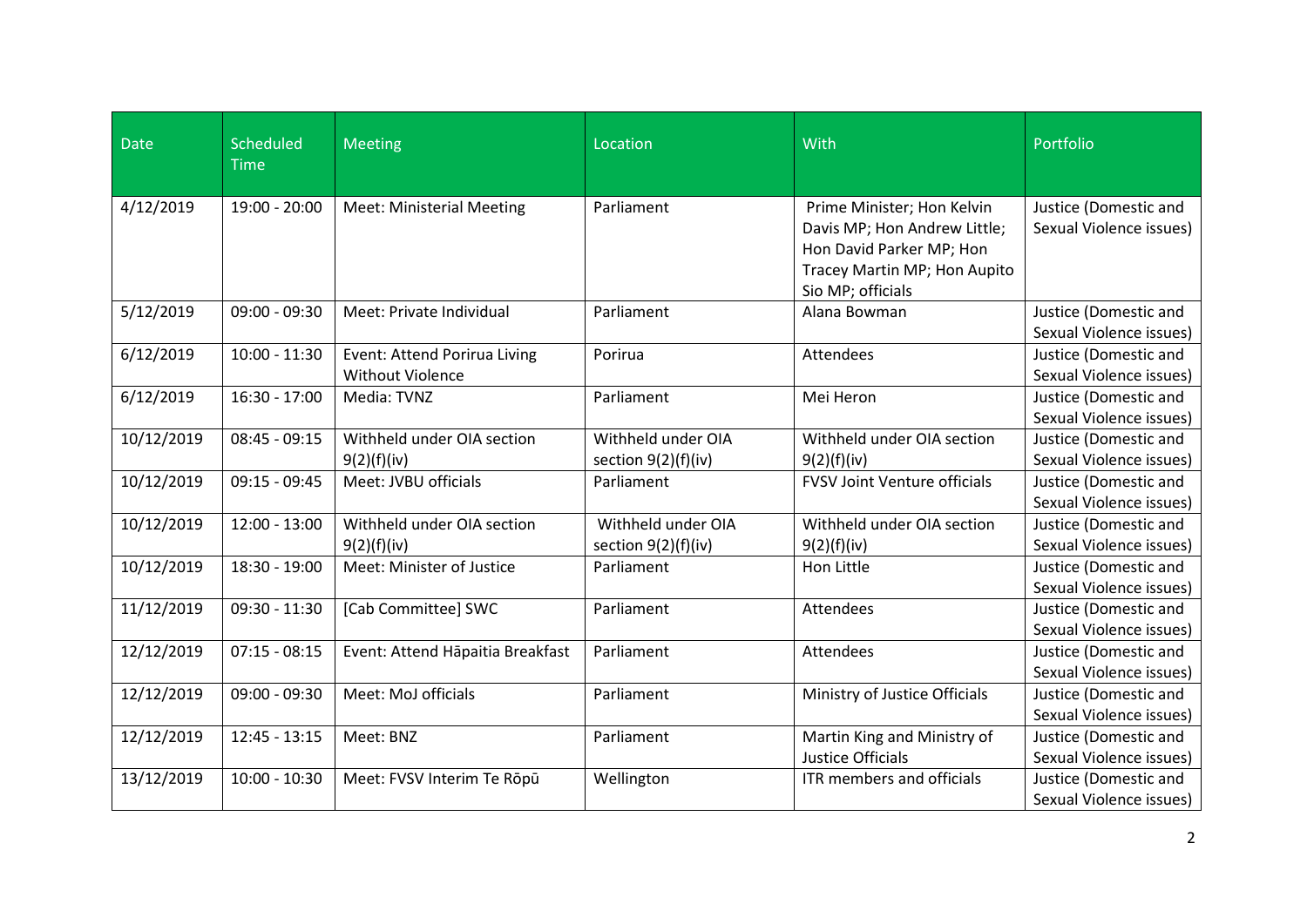| Date | Scheduled Time | Meeting | Location | With | Portfolio |
| --- | --- | --- | --- | --- | --- |
| 4/12/2019 | 19:00 - 20:00 | Meet: Ministerial Meeting | Parliament | Prime Minister; Hon Kelvin Davis MP; Hon Andrew Little; Hon David Parker MP; Hon Tracey Martin MP; Hon Aupito Sio MP; officials | Justice (Domestic and Sexual Violence issues) |
| 5/12/2019 | 09:00 - 09:30 | Meet: Private Individual | Parliament | Alana Bowman | Justice (Domestic and Sexual Violence issues) |
| 6/12/2019 | 10:00 - 11:30 | Event: Attend Porirua Living Without Violence | Porirua | Attendees | Justice (Domestic and Sexual Violence issues) |
| 6/12/2019 | 16:30 - 17:00 | Media: TVNZ | Parliament | Mei Heron | Justice (Domestic and Sexual Violence issues) |
| 10/12/2019 | 08:45 - 09:15 | Withheld under OIA section 9(2)(f)(iv) | Withheld under OIA section 9(2)(f)(iv) | Withheld under OIA section 9(2)(f)(iv) | Justice (Domestic and Sexual Violence issues) |
| 10/12/2019 | 09:15 - 09:45 | Meet: JVBU officials | Parliament | FVSV Joint Venture officials | Justice (Domestic and Sexual Violence issues) |
| 10/12/2019 | 12:00 - 13:00 | Withheld under OIA section 9(2)(f)(iv) | Withheld under OIA section 9(2)(f)(iv) | Withheld under OIA section 9(2)(f)(iv) | Justice (Domestic and Sexual Violence issues) |
| 10/12/2019 | 18:30 - 19:00 | Meet: Minister of Justice | Parliament | Hon Little | Justice (Domestic and Sexual Violence issues) |
| 11/12/2019 | 09:30 - 11:30 | [Cab Committee] SWC | Parliament | Attendees | Justice (Domestic and Sexual Violence issues) |
| 12/12/2019 | 07:15 - 08:15 | Event: Attend Hāpaitia Breakfast | Parliament | Attendees | Justice (Domestic and Sexual Violence issues) |
| 12/12/2019 | 09:00 - 09:30 | Meet: MoJ officials | Parliament | Ministry of Justice Officials | Justice (Domestic and Sexual Violence issues) |
| 12/12/2019 | 12:45 - 13:15 | Meet: BNZ | Parliament | Martin King and Ministry of Justice Officials | Justice (Domestic and Sexual Violence issues) |
| 13/12/2019 | 10:00 - 10:30 | Meet: FVSV Interim Te Rōpū | Wellington | ITR members and officials | Justice (Domestic and Sexual Violence issues) |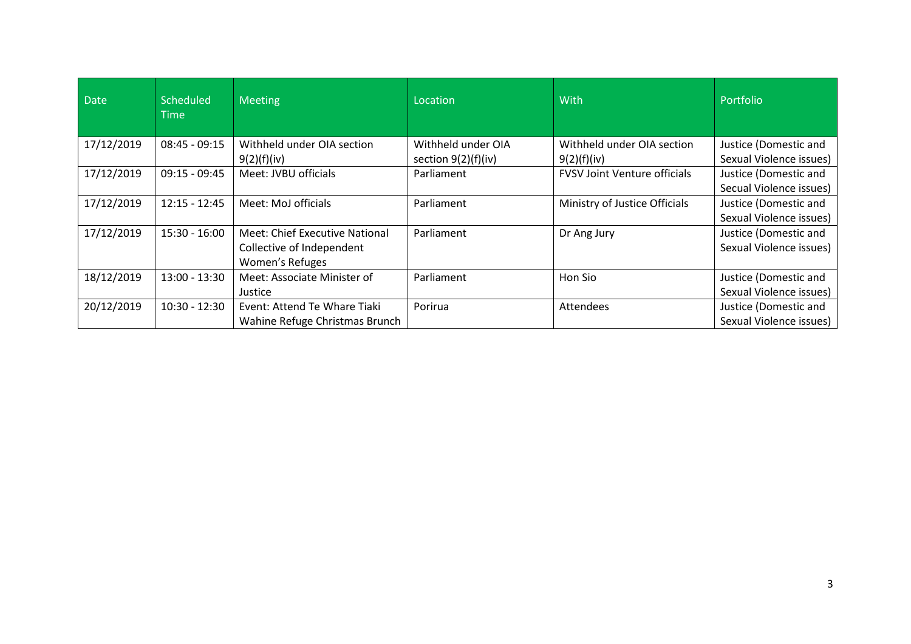| Date | Scheduled Time | Meeting | Location | With | Portfolio |
| --- | --- | --- | --- | --- | --- |
| 17/12/2019 | 08:45 - 09:15 | Withheld under OIA section 9(2)(f)(iv) | Withheld under OIA section 9(2)(f)(iv) | Withheld under OIA section 9(2)(f)(iv) | Justice (Domestic and Sexual Violence issues) |
| 17/12/2019 | 09:15 - 09:45 | Meet: JVBU officials | Parliament | FVSV Joint Venture officials | Justice (Domestic and Secual Violence issues) |
| 17/12/2019 | 12:15 - 12:45 | Meet: MoJ officials | Parliament | Ministry of Justice Officials | Justice (Domestic and Sexual Violence issues) |
| 17/12/2019 | 15:30 - 16:00 | Meet: Chief Executive National Collective of Independent Women's Refuges | Parliament | Dr Ang Jury | Justice (Domestic and Sexual Violence issues) |
| 18/12/2019 | 13:00 - 13:30 | Meet: Associate Minister of Justice | Parliament | Hon Sio | Justice (Domestic and Sexual Violence issues) |
| 20/12/2019 | 10:30 - 12:30 | Event: Attend Te Whare Tiaki Wahine Refuge Christmas Brunch | Porirua | Attendees | Justice (Domestic and Sexual Violence issues) |